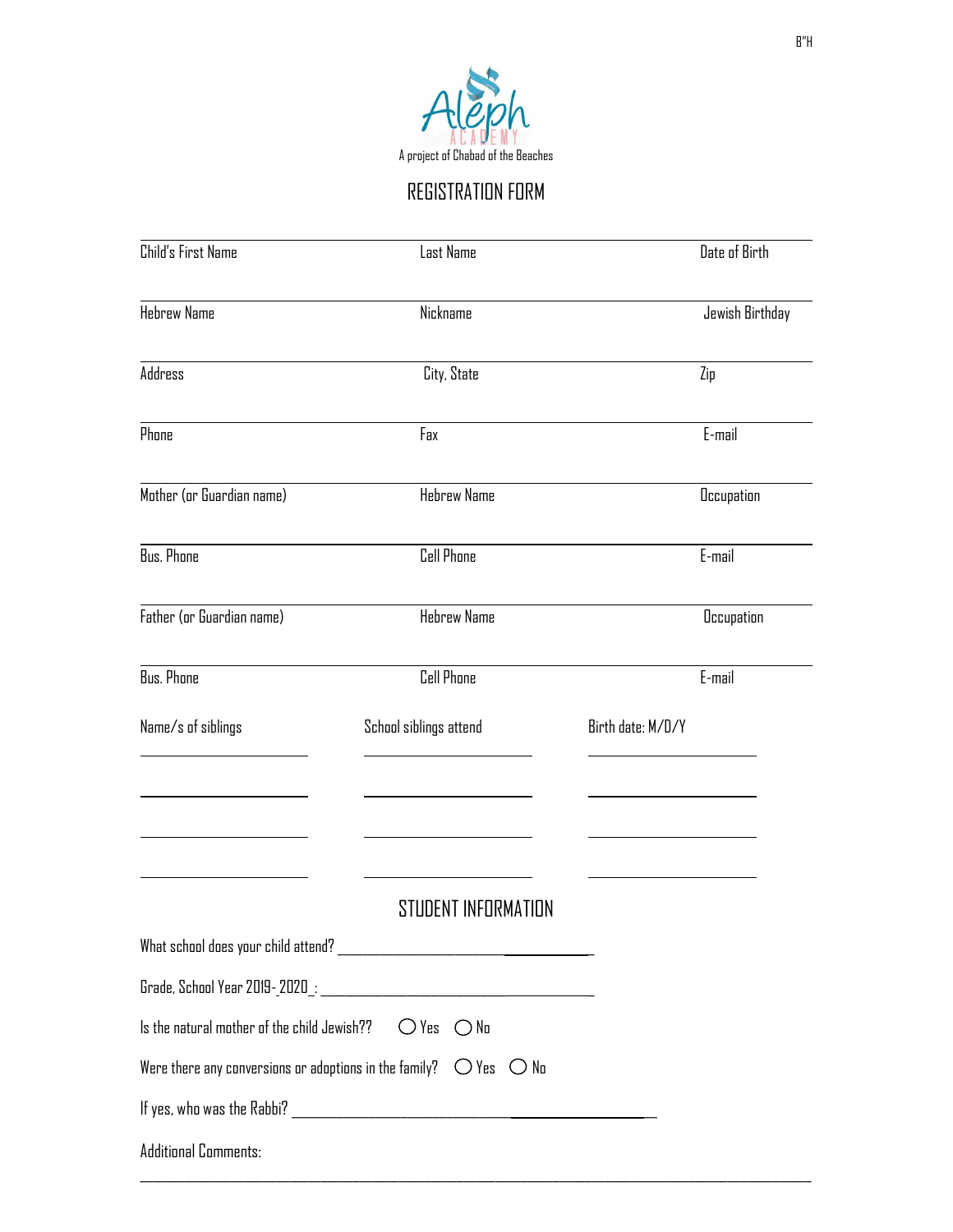B"H

Aleph ACADEMY

A project of Chabad of the Beaches

# REGISTRATION FORM

| | | |
|---|---|---|
| Child's First Name | Last Name | Date of Birth |
| Hebrew Name | Nickname | Jewish Birthday |
| Address | City, State | Zip |
| Phone | Fax | E-mail |
| Mother (or Guardian name) | Hebrew Name | Occupation |
| Bus. Phone | Cell Phone | E-mail |
| Father (or Guardian name) | Hebrew Name | Occupation |
| Bus. Phone | Cell Phone | E-mail |

| Name/s of siblings | School siblings attend | Birth date: M/D/Y |
|---|---|---|
| | | |
| | | |
| | | |
| | | |

## STUDENT INFORMATION

What school does your child attend? ______________________________

Grade, School Year 2019-2020_: ______________________________

Is the natural mother of the child Jewish?? ◯ Yes ◯ No

Were there any conversions or adoptions in the family? ◯ Yes ◯ No

If yes, who was the Rabbi? ______________________________

Additional Comments:

______________________________________________________________________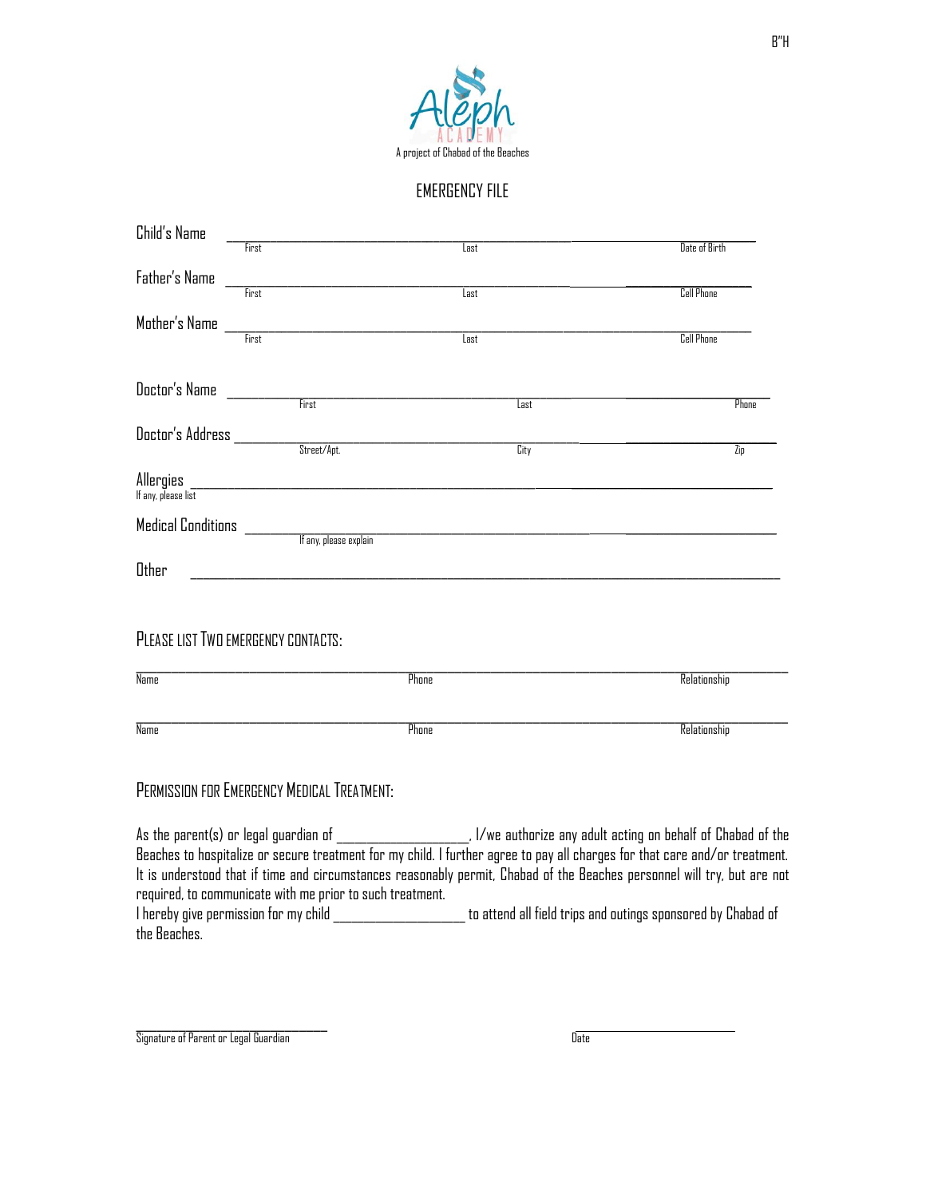B"H

Aleph ACADEMY

A project of Chabad of the Beaches

# EMERGENCY FILE

Child's Name ____________________________________________ ____________
First Last Date of Birth

Father's Name ____________________________________________ ____________
First Last Cell Phone

Mother's Name ____________________________________________ ____________
First Last Cell Phone

Doctor's Name ____________________________________________ ____________
First Last Phone

Doctor's Address ____________________________________________ ____________
Street/Apt. City Zip

Allergies ____________________________________________________________
If any, please list

Medical Conditions ____________________________________________________________
If any, please explain

Other ____________________________________________________________

## PLEASE LIST TWO EMERGENCY CONTACTS:

____________________________________________________________
Name Phone Relationship

____________________________________________________________
Name Phone Relationship

## PERMISSION FOR EMERGENCY MEDICAL TREATMENT:

As the parent(s) or legal guardian of ____________________, I/we authorize any adult acting on behalf of Chabad of the Beaches to hospitalize or secure treatment for my child. I further agree to pay all charges for that care and/or treatment. It is understood that if time and circumstances reasonably permit, Chabad of the Beaches personnel will try, but are not required, to communicate with me prior to such treatment.

I hereby give permission for my child ____________________ to attend all field trips and outings sponsored by Chabad of the Beaches.

______________________________ ______________________________
Signature of Parent or Legal Guardian Date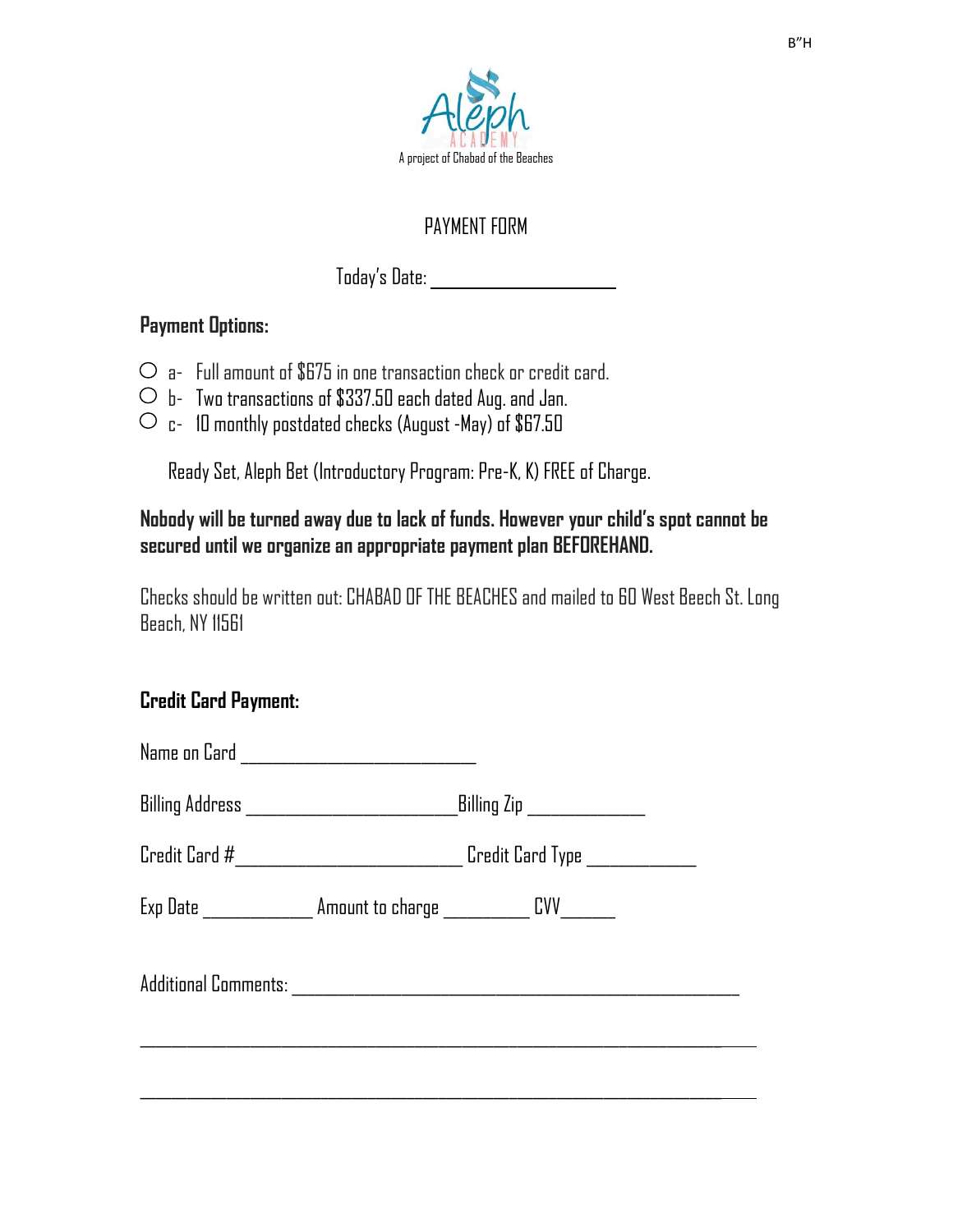B"H

Aleph
ACADEMY
A project of Chabad of the Beaches

# PAYMENT FORM

Today's Date: ____________________

**Payment Options:**

- ○ a- Full amount of $675 in one transaction check or credit card.
- ○ b- Two transactions of $337.50 each dated Aug. and Jan.
- ○ c- 10 monthly postdated checks (August -May) of $67.50

Ready Set, Aleph Bet (Introductory Program: Pre-K, K) FREE of Charge.

**Nobody will be turned away due to lack of funds. However your child's spot cannot be secured until we organize an appropriate payment plan BEFOREHAND.**

Checks should be written out: CHABAD OF THE BEACHES and mailed to 60 West Beech St. Long Beach, NY 11561

**Credit Card Payment:**

Name on Card ___________________________

Billing Address ________________________ Billing Zip _____________

Credit Card # __________________________ Credit Card Type ____________

Exp Date ____________ Amount to charge __________ CVV ______

Additional Comments: ___________________________________________________

______________________________________________________________________

______________________________________________________________________